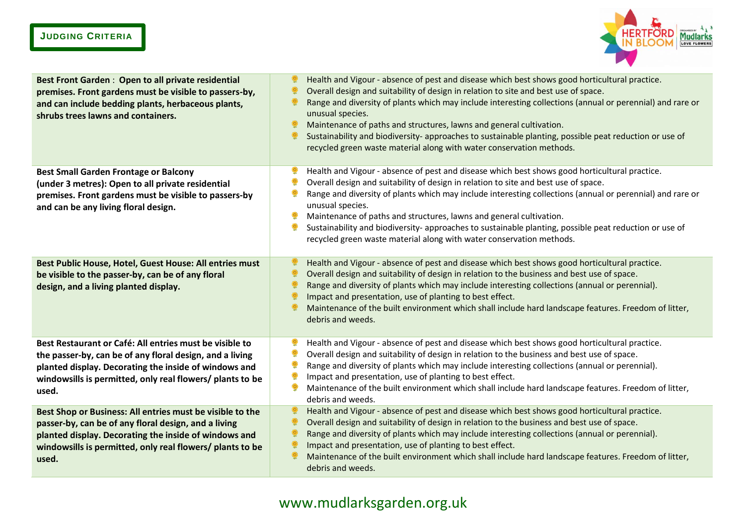## JUDGING CRITERIA

| Category | Criteria |
| --- | --- |
| **Best Front Garden : Open to all private residential premises. Front gardens must be visible to passers-by, and can include bedding plants, herbaceous plants, shrubs trees lawns and containers.** | • Health and Vigour - absence of pest and disease which best shows good horticultural practice.<br>• Overall design and suitability of design in relation to site and best use of space.<br>• Range and diversity of plants which may include interesting collections (annual or perennial) and rare or unusual species.<br>• Maintenance of paths and structures, lawns and general cultivation.<br>• Sustainability and biodiversity- approaches to sustainable planting, possible peat reduction or use of recycled green waste material along with water conservation methods. |
| **Best Small Garden Frontage or Balcony (under 3 metres): Open to all private residential premises. Front gardens must be visible to passers-by and can be any living floral design.** | • Health and Vigour - absence of pest and disease which best shows good horticultural practice.<br>• Overall design and suitability of design in relation to site and best use of space.<br>• Range and diversity of plants which may include interesting collections (annual or perennial) and rare or unusual species.<br>• Maintenance of paths and structures, lawns and general cultivation.<br>• Sustainability and biodiversity- approaches to sustainable planting, possible peat reduction or use of recycled green waste material along with water conservation methods. |
| **Best Public House, Hotel, Guest House: All entries must be visible to the passer-by, can be of any floral design, and a living planted display.** | • Health and Vigour - absence of pest and disease which best shows good horticultural practice.<br>• Overall design and suitability of design in relation to the business and best use of space.<br>• Range and diversity of plants which may include interesting collections (annual or perennial).<br>• Impact and presentation, use of planting to best effect.<br>• Maintenance of the built environment which shall include hard landscape features. Freedom of litter, debris and weeds. |
| **Best Restaurant or Café: All entries must be visible to the passer-by, can be of any floral design, and a living planted display. Decorating the inside of windows and windowsills is permitted, only real flowers/ plants to be used.** | • Health and Vigour - absence of pest and disease which best shows good horticultural practice.<br>• Overall design and suitability of design in relation to the business and best use of space.<br>• Range and diversity of plants which may include interesting collections (annual or perennial).<br>• Impact and presentation, use of planting to best effect.<br>• Maintenance of the built environment which shall include hard landscape features. Freedom of litter, debris and weeds. |
| **Best Shop or Business: All entries must be visible to the passer-by, can be of any floral design, and a living planted display. Decorating the inside of windows and windowsills is permitted, only real flowers/ plants to be used.** | • Health and Vigour - absence of pest and disease which best shows good horticultural practice.<br>• Overall design and suitability of design in relation to the business and best use of space.<br>• Range and diversity of plants which may include interesting collections (annual or perennial).<br>• Impact and presentation, use of planting to best effect.<br>• Maintenance of the built environment which shall include hard landscape features. Freedom of litter, debris and weeds. |

www.mudlarksgarden.org.uk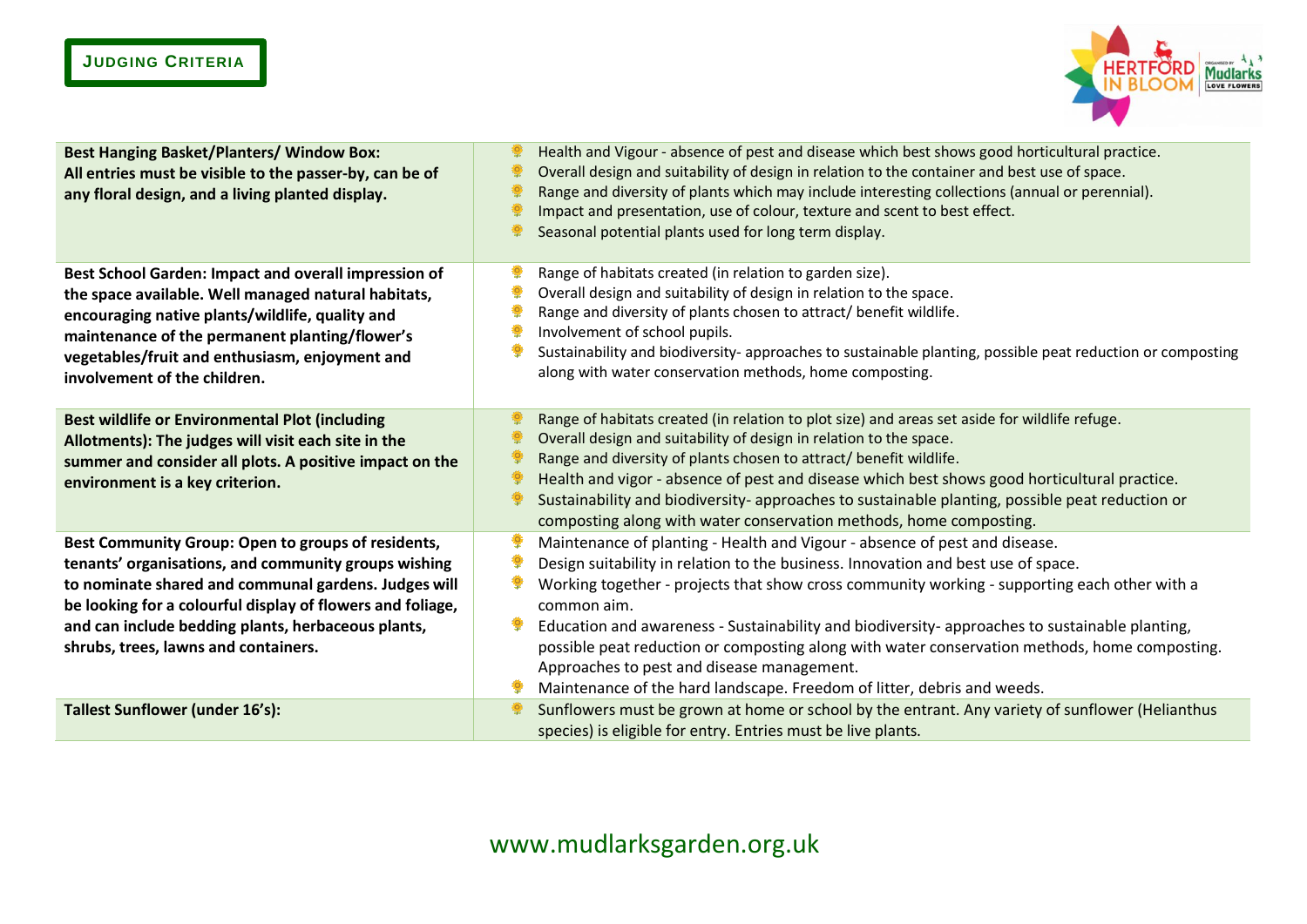## JUDGING CRITERIA

| | |
|---|---|
| **Best Hanging Basket/Planters/ Window Box: All entries must be visible to the passer-by, can be of any floral design, and a living planted display.** | Health and Vigour - absence of pest and disease which best shows good horticultural practice.<br>Overall design and suitability of design in relation to the container and best use of space.<br>Range and diversity of plants which may include interesting collections (annual or perennial).<br>Impact and presentation, use of colour, texture and scent to best effect.<br>Seasonal potential plants used for long term display. |
| **Best School Garden: Impact and overall impression of the space available. Well managed natural habitats, encouraging native plants/wildlife, quality and maintenance of the permanent planting/flower's vegetables/fruit and enthusiasm, enjoyment and involvement of the children.** | Range of habitats created (in relation to garden size).<br>Overall design and suitability of design in relation to the space.<br>Range and diversity of plants chosen to attract/ benefit wildlife.<br>Involvement of school pupils.<br>Sustainability and biodiversity- approaches to sustainable planting, possible peat reduction or composting along with water conservation methods, home composting. |
| **Best wildlife or Environmental Plot (including Allotments): The judges will visit each site in the summer and consider all plots. A positive impact on the environment is a key criterion.** | Range of habitats created (in relation to plot size) and areas set aside for wildlife refuge.<br>Overall design and suitability of design in relation to the space.<br>Range and diversity of plants chosen to attract/ benefit wildlife.<br>Health and vigor - absence of pest and disease which best shows good horticultural practice.<br>Sustainability and biodiversity- approaches to sustainable planting, possible peat reduction or composting along with water conservation methods, home composting. |
| **Best Community Group: Open to groups of residents, tenants' organisations, and community groups wishing to nominate shared and communal gardens. Judges will be looking for a colourful display of flowers and foliage, and can include bedding plants, herbaceous plants, shrubs, trees, lawns and containers.** | Maintenance of planting - Health and Vigour - absence of pest and disease.<br>Design suitability in relation to the business. Innovation and best use of space.<br>Working together - projects that show cross community working - supporting each other with a common aim.<br>Education and awareness - Sustainability and biodiversity- approaches to sustainable planting, possible peat reduction or composting along with water conservation methods, home composting. Approaches to pest and disease management.<br>Maintenance of the hard landscape. Freedom of litter, debris and weeds. |
| **Tallest Sunflower (under 16's):** | Sunflowers must be grown at home or school by the entrant. Any variety of sunflower (Helianthus species) is eligible for entry. Entries must be live plants. |

www.mudlarksgarden.org.uk